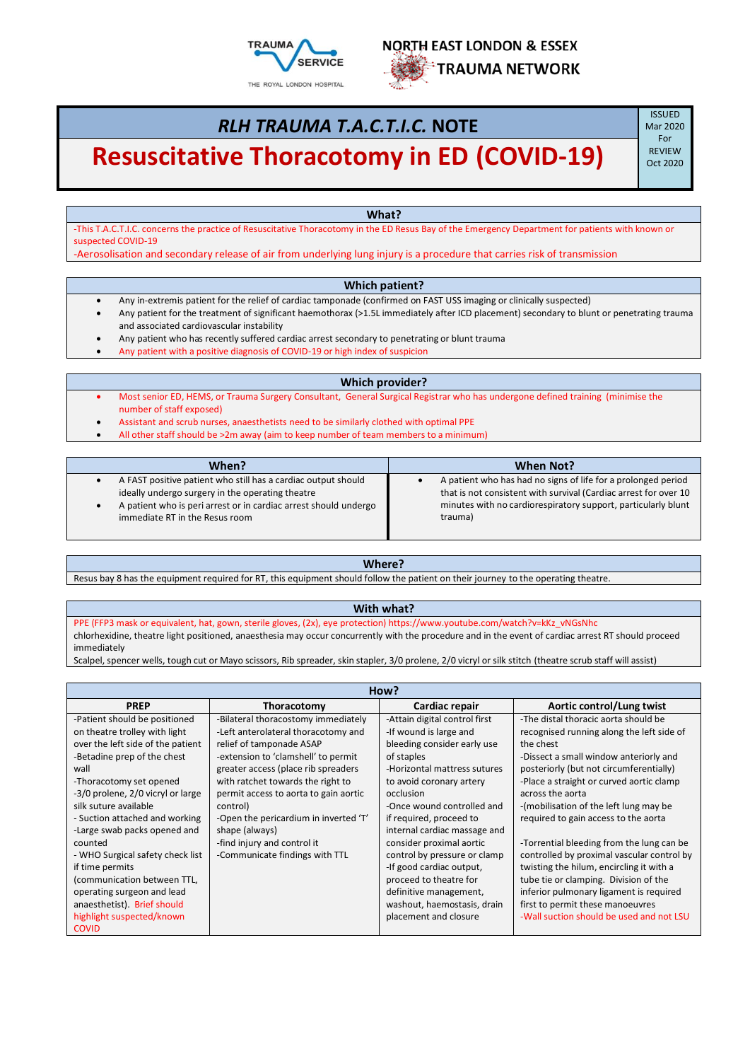TRAUMA SERVICE
THE ROYAL LONDON HOSPITAL

NORTH EAST LONDON & ESSEX TRAUMA NETWORK

# *RLH TRAUMA T.A.C.T.I.C.* NOTE

# Resuscitative Thoracotomy in ED (COVID-19)

ISSUED Mar 2020
For REVIEW Oct 2020

## What?

-This T.A.C.T.I.C. concerns the practice of Resuscitative Thoracotomy in the ED Resus Bay of the Emergency Department for patients with known or suspected COVID-19

-Aerosolisation and secondary release of air from underlying lung injury is a procedure that carries risk of transmission

## Which patient?

- Any in-extremis patient for the relief of cardiac tamponade (confirmed on FAST USS imaging or clinically suspected)
- Any patient for the treatment of significant haemothorax (>1.5L immediately after ICD placement) secondary to blunt or penetrating trauma and associated cardiovascular instability
- Any patient who has recently suffered cardiac arrest secondary to penetrating or blunt trauma
- Any patient with a positive diagnosis of COVID-19 or high index of suspicion

## Which provider?

- Most senior ED, HEMS, or Trauma Surgery Consultant, General Surgical Registrar who has undergone defined training (minimise the number of staff exposed)
- Assistant and scrub nurses, anaesthetists need to be similarly clothed with optimal PPE
- All other staff should be >2m away (aim to keep number of team members to a minimum)

| When? | When Not? |
|---|---|
| • A FAST positive patient who still has a cardiac output should ideally undergo surgery in the operating theatre<br>• A patient who is peri arrest or in cardiac arrest should undergo immediate RT in the Resus room | • A patient who has had no signs of life for a prolonged period that is not consistent with survival (Cardiac arrest for over 10 minutes with no cardiorespiratory support, particularly blunt trauma) |

## Where?

Resus bay 8 has the equipment required for RT, this equipment should follow the patient on their journey to the operating theatre.

## With what?

PPE (FFP3 mask or equivalent, hat, gown, sterile gloves, (2x), eye protection) https://www.youtube.com/watch?v=kKz_vNGsNhc

chlorhexidine, theatre light positioned, anaesthesia may occur concurrently with the procedure and in the event of cardiac arrest RT should proceed immediately

Scalpel, spencer wells, tough cut or Mayo scissors, Rib spreader, skin stapler, 3/0 prolene, 2/0 vicryl or silk stitch (theatre scrub staff will assist)

## How?

| PREP | Thoracotomy | Cardiac repair | Aortic control/Lung twist |
|---|---|---|---|
| -Patient should be positioned on theatre trolley with light over the left side of the patient<br>-Betadine prep of the chest wall<br>-Thoracotomy set opened<br>-3/0 prolene, 2/0 vicryl or large silk suture available<br>- Suction attached and working<br>-Large swab packs opened and counted<br>- WHO Surgical safety check list if time permits (communication between TTL, operating surgeon and lead anaesthetist). Brief should highlight suspected/known COVID | -Bilateral thoracostomy immediately<br>-Left anterolateral thoracotomy and relief of tamponade ASAP<br>-extension to 'clamshell' to permit greater access (place rib spreaders with ratchet towards the right to permit access to aorta to gain aortic control)<br>-Open the pericardium in inverted 'T' shape (always)<br>-find injury and control it<br>-Communicate findings with TTL | -Attain digital control first<br>-If wound is large and bleeding consider early use of staples<br>-Horizontal mattress sutures to avoid coronary artery occlusion<br>-Once wound controlled and if required, proceed to internal cardiac massage and consider proximal aortic control by pressure or clamp<br>-If good cardiac output, proceed to theatre for definitive management, washout, haemostasis, drain placement and closure | -The distal thoracic aorta should be recognised running along the left side of the chest<br>-Dissect a small window anteriorly and posteriorly (but not circumferentially)<br>-Place a straight or curved aortic clamp across the aorta<br>-(mobilisation of the left lung may be required to gain access to the aorta<br><br>-Torrential bleeding from the lung can be controlled by proximal vascular control by twisting the hilum, encircling it with a tube tie or clamping. Division of the inferior pulmonary ligament is required first to permit these manoeuvres<br>-Wall suction should be used and not LSU |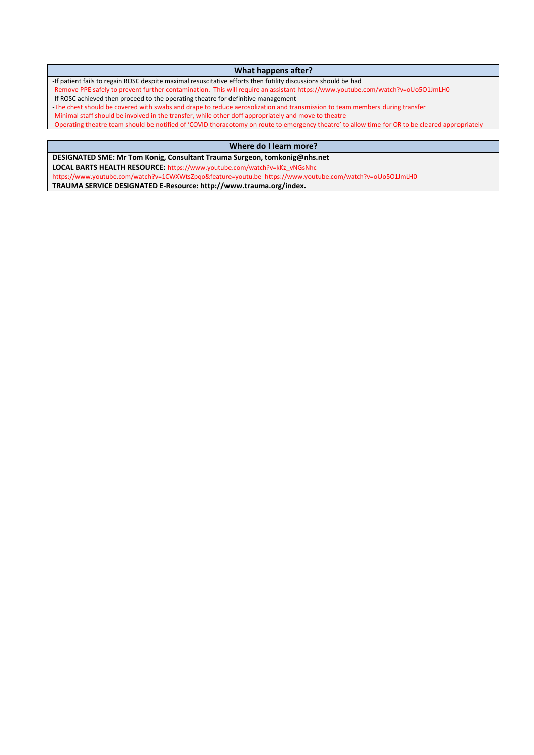## What happens after?

-If patient fails to regain ROSC despite maximal resuscitative efforts then futility discussions should be had

-Remove PPE safely to prevent further contamination. This will require an assistant https://www.youtube.com/watch?v=oUo5O1JmLH0

-If ROSC achieved then proceed to the operating theatre for definitive management

-The chest should be covered with swabs and drape to reduce aerosolization and transmission to team members during transfer

-Minimal staff should be involved in the transfer, while other doff appropriately and move to theatre

-Operating theatre team should be notified of 'COVID thoracotomy on route to emergency theatre' to allow time for OR to be cleared appropriately

## Where do I learn more?

**DESIGNATED SME: Mr Tom Konig, Consultant Trauma Surgeon, tomkonig@nhs.net**

**LOCAL BARTS HEALTH RESOURCE:** https://www.youtube.com/watch?v=kKz_vNGsNhc

https://www.youtube.com/watch?v=1CWXWtsZpqo&feature=youtu.be https://www.youtube.com/watch?v=oUo5O1JmLH0

**TRAUMA SERVICE DESIGNATED E-Resource: http://www.trauma.org/index.**